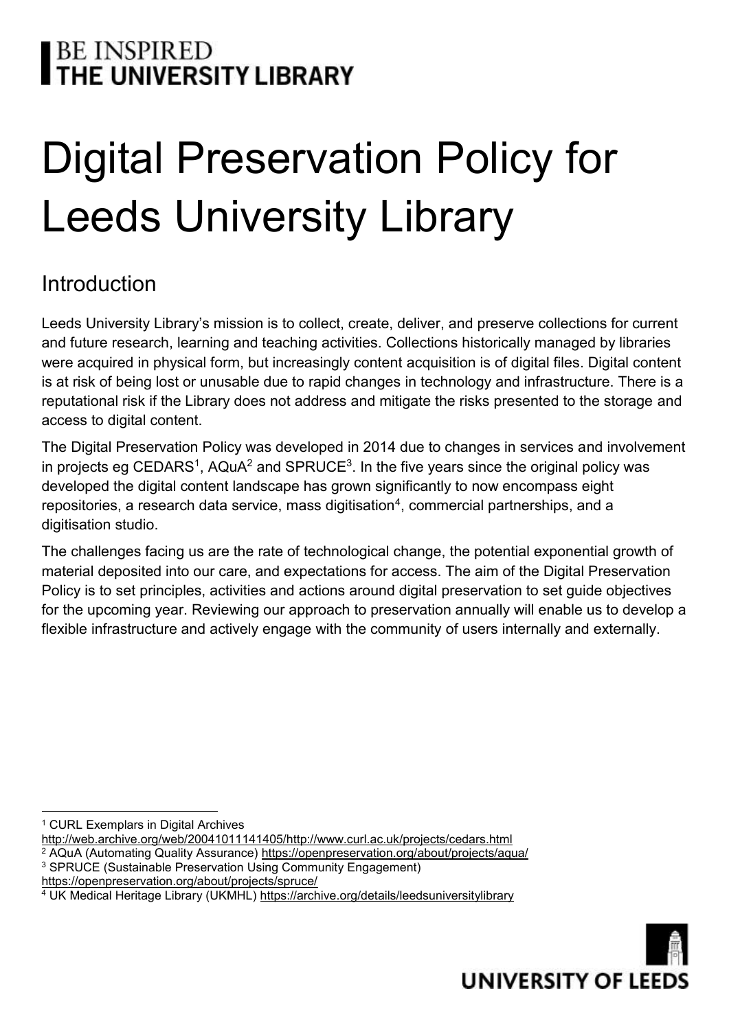BE INSPIRED
THE UNIVERSITY LIBRARY

# Digital Preservation Policy for Leeds University Library

## Introduction

Leeds University Library's mission is to collect, create, deliver, and preserve collections for current and future research, learning and teaching activities. Collections historically managed by libraries were acquired in physical form, but increasingly content acquisition is of digital files. Digital content is at risk of being lost or unusable due to rapid changes in technology and infrastructure. There is a reputational risk if the Library does not address and mitigate the risks presented to the storage and access to digital content.

The Digital Preservation Policy was developed in 2014 due to changes in services and involvement in projects eg CEDARS[1], AQuA[2] and SPRUCE[3]. In the five years since the original policy was developed the digital content landscape has grown significantly to now encompass eight repositories, a research data service, mass digitisation[4], commercial partnerships, and a digitisation studio.

The challenges facing us are the rate of technological change, the potential exponential growth of material deposited into our care, and expectations for access. The aim of the Digital Preservation Policy is to set principles, activities and actions around digital preservation to set guide objectives for the upcoming year. Reviewing our approach to preservation annually will enable us to develop a flexible infrastructure and actively engage with the community of users internally and externally.

---

[1] CURL Exemplars in Digital Archives http://web.archive.org/web/20041011141405/http://www.curl.ac.uk/projects/cedars.html

[2] AQuA (Automating Quality Assurance) https://openpreservation.org/about/projects/aqua/

[3] SPRUCE (Sustainable Preservation Using Community Engagement) https://openpreservation.org/about/projects/spruce/

[4] UK Medical Heritage Library (UKMHL) https://archive.org/details/leedsuniversitylibrary

UNIVERSITY OF LEEDS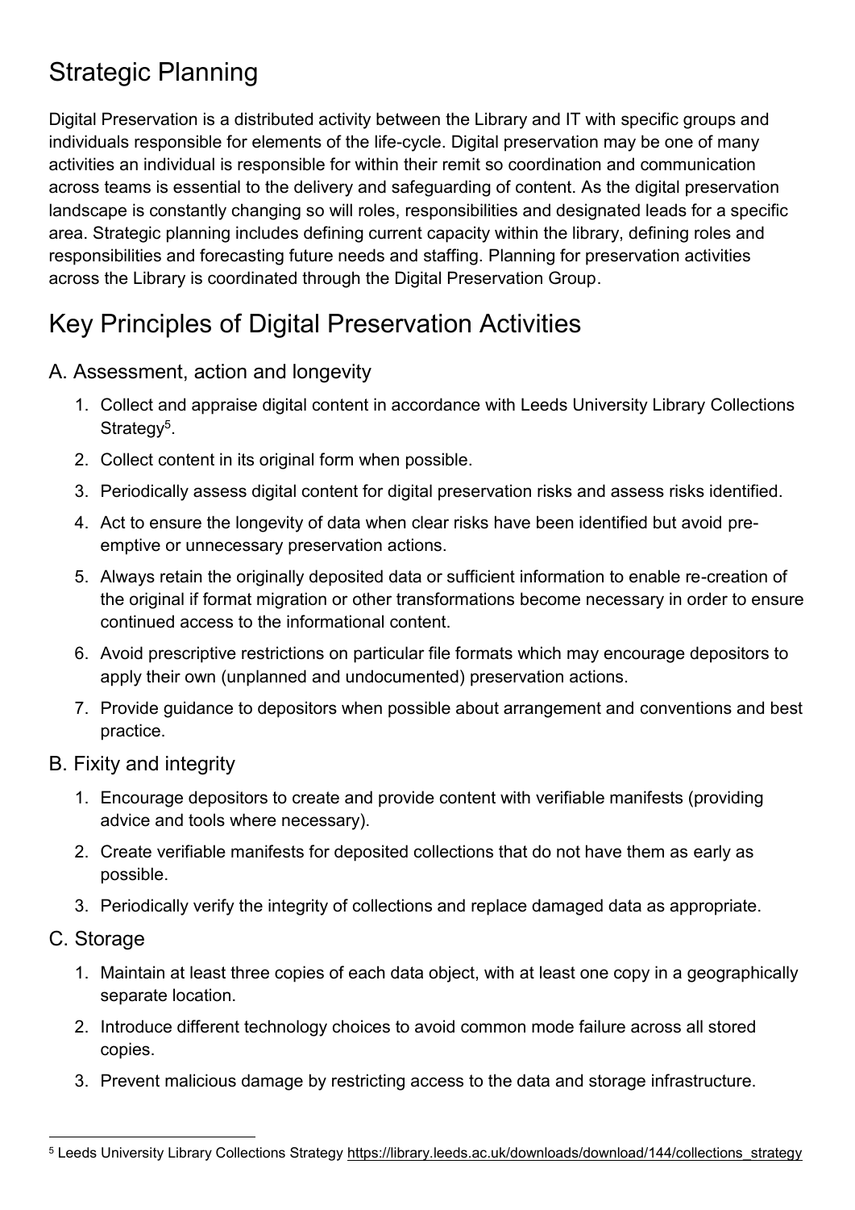## Strategic Planning

Digital Preservation is a distributed activity between the Library and IT with specific groups and individuals responsible for elements of the life-cycle. Digital preservation may be one of many activities an individual is responsible for within their remit so coordination and communication across teams is essential to the delivery and safeguarding of content. As the digital preservation landscape is constantly changing so will roles, responsibilities and designated leads for a specific area. Strategic planning includes defining current capacity within the library, defining roles and responsibilities and forecasting future needs and staffing. Planning for preservation activities across the Library is coordinated through the Digital Preservation Group.

## Key Principles of Digital Preservation Activities

### A. Assessment, action and longevity

1. Collect and appraise digital content in accordance with Leeds University Library Collections Strategy[5].
2. Collect content in its original form when possible.
3. Periodically assess digital content for digital preservation risks and assess risks identified.
4. Act to ensure the longevity of data when clear risks have been identified but avoid pre-emptive or unnecessary preservation actions.
5. Always retain the originally deposited data or sufficient information to enable re-creation of the original if format migration or other transformations become necessary in order to ensure continued access to the informational content.
6. Avoid prescriptive restrictions on particular file formats which may encourage depositors to apply their own (unplanned and undocumented) preservation actions.
7. Provide guidance to depositors when possible about arrangement and conventions and best practice.

### B. Fixity and integrity

1. Encourage depositors to create and provide content with verifiable manifests (providing advice and tools where necessary).
2. Create verifiable manifests for deposited collections that do not have them as early as possible.
3. Periodically verify the integrity of collections and replace damaged data as appropriate.

### C. Storage

1. Maintain at least three copies of each data object, with at least one copy in a geographically separate location.
2. Introduce different technology choices to avoid common mode failure across all stored copies.
3. Prevent malicious damage by restricting access to the data and storage infrastructure.

---

[5] Leeds University Library Collections Strategy https://library.leeds.ac.uk/downloads/download/144/collections_strategy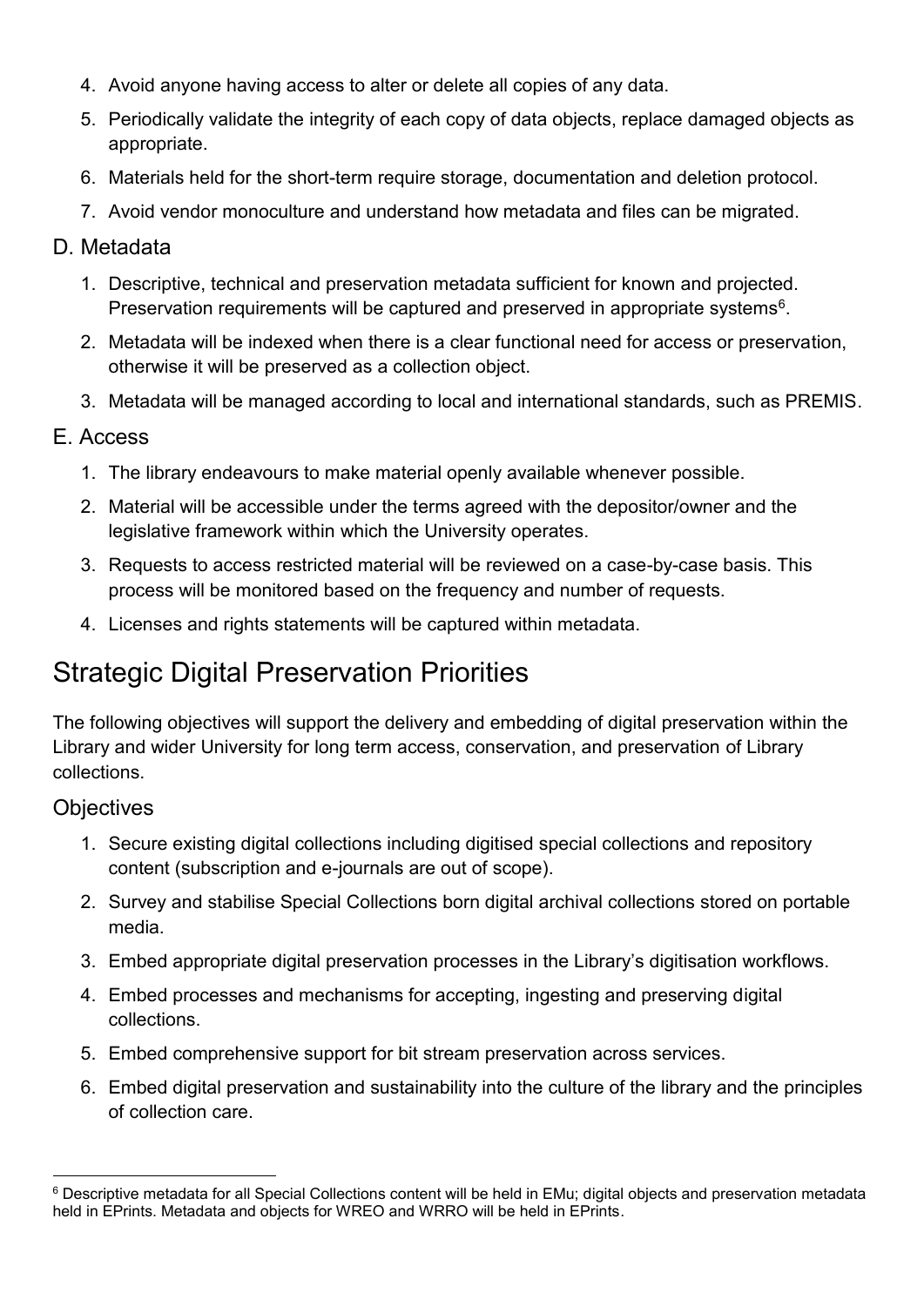4. Avoid anyone having access to alter or delete all copies of any data.
5. Periodically validate the integrity of each copy of data objects, replace damaged objects as appropriate.
6. Materials held for the short-term require storage, documentation and deletion protocol.
7. Avoid vendor monoculture and understand how metadata and files can be migrated.

### D. Metadata

1. Descriptive, technical and preservation metadata sufficient for known and projected. Preservation requirements will be captured and preserved in appropriate systems[6].
2. Metadata will be indexed when there is a clear functional need for access or preservation, otherwise it will be preserved as a collection object.
3. Metadata will be managed according to local and international standards, such as PREMIS.

### E. Access

1. The library endeavours to make material openly available whenever possible.
2. Material will be accessible under the terms agreed with the depositor/owner and the legislative framework within which the University operates.
3. Requests to access restricted material will be reviewed on a case-by-case basis. This process will be monitored based on the frequency and number of requests.
4. Licenses and rights statements will be captured within metadata.

## Strategic Digital Preservation Priorities

The following objectives will support the delivery and embedding of digital preservation within the Library and wider University for long term access, conservation, and preservation of Library collections.

### Objectives

1. Secure existing digital collections including digitised special collections and repository content (subscription and e-journals are out of scope).
2. Survey and stabilise Special Collections born digital archival collections stored on portable media.
3. Embed appropriate digital preservation processes in the Library's digitisation workflows.
4. Embed processes and mechanisms for accepting, ingesting and preserving digital collections.
5. Embed comprehensive support for bit stream preservation across services.
6. Embed digital preservation and sustainability into the culture of the library and the principles of collection care.

---

[6] Descriptive metadata for all Special Collections content will be held in EMu; digital objects and preservation metadata held in EPrints. Metadata and objects for WREO and WRRO will be held in EPrints.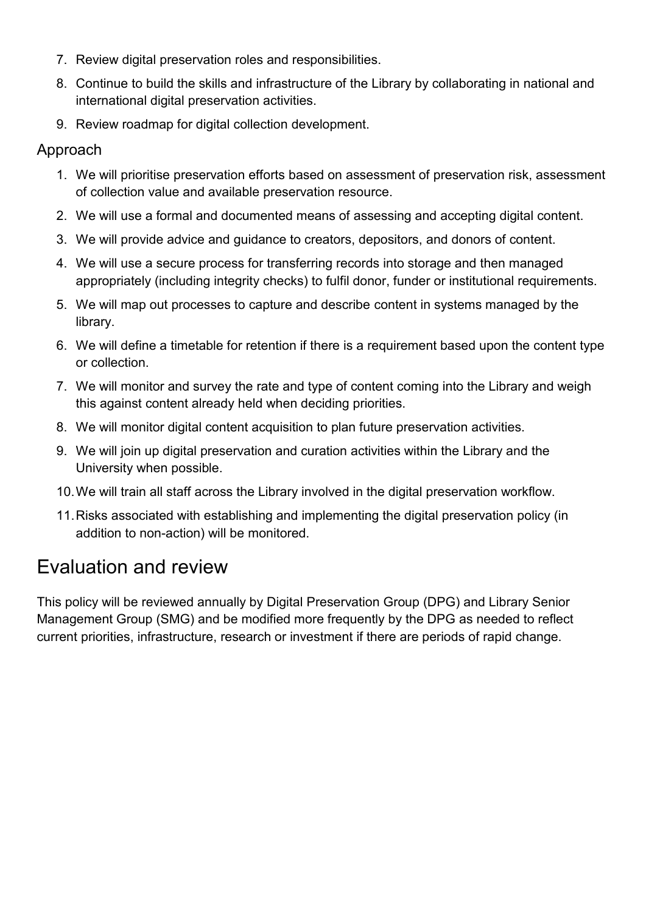7. Review digital preservation roles and responsibilities.
8. Continue to build the skills and infrastructure of the Library by collaborating in national and international digital preservation activities.
9. Review roadmap for digital collection development.

### Approach

1. We will prioritise preservation efforts based on assessment of preservation risk, assessment of collection value and available preservation resource.
2. We will use a formal and documented means of assessing and accepting digital content.
3. We will provide advice and guidance to creators, depositors, and donors of content.
4. We will use a secure process for transferring records into storage and then managed appropriately (including integrity checks) to fulfil donor, funder or institutional requirements.
5. We will map out processes to capture and describe content in systems managed by the library.
6. We will define a timetable for retention if there is a requirement based upon the content type or collection.
7. We will monitor and survey the rate and type of content coming into the Library and weigh this against content already held when deciding priorities.
8. We will monitor digital content acquisition to plan future preservation activities.
9. We will join up digital preservation and curation activities within the Library and the University when possible.
10. We will train all staff across the Library involved in the digital preservation workflow.
11. Risks associated with establishing and implementing the digital preservation policy (in addition to non-action) will be monitored.

## Evaluation and review

This policy will be reviewed annually by Digital Preservation Group (DPG) and Library Senior Management Group (SMG) and be modified more frequently by the DPG as needed to reflect current priorities, infrastructure, research or investment if there are periods of rapid change.